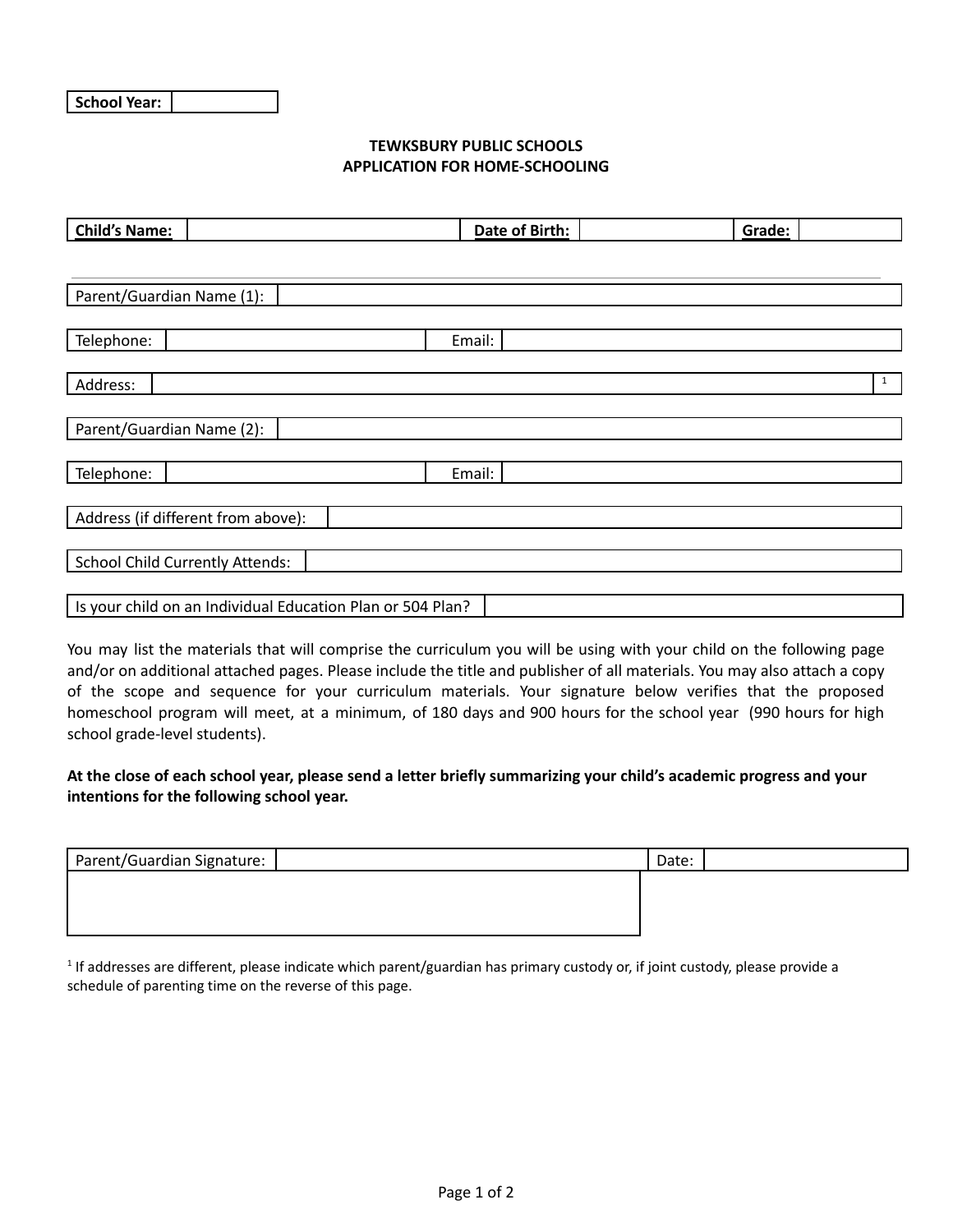| **School Year:** | |
|---|---|

**TEWKSBURY PUBLIC SCHOOLS**
**APPLICATION FOR HOME-SCHOOLING**

| **Child's Name:** | | **Date of Birth:** | | **Grade:** | |
|---|---|---|---|---|---|

| Parent/Guardian Name (1): | |
|---|---|

| Telephone: | | Email: | |
|---|---|---|---|

| Address: | [1] |
|---|---|

| Parent/Guardian Name (2): | |
|---|---|

| Telephone: | | Email: | |
|---|---|---|---|

| Address (if different from above): | |
|---|---|

| School Child Currently Attends: | |
|---|---|

| Is your child on an Individual Education Plan or 504 Plan? | |
|---|---|

You may list the materials that will comprise the curriculum you will be using with your child on the following page and/or on additional attached pages. Please include the title and publisher of all materials. You may also attach a copy of the scope and sequence for your curriculum materials. Your signature below verifies that the proposed homeschool program will meet, at a minimum, of 180 days and 900 hours for the school year (990 hours for high school grade-level students).

**At the close of each school year, please send a letter briefly summarizing your child's academic progress and your intentions for the following school year.**

| Parent/Guardian Signature: | | Date: | |
|---|---|---|---|

[1] If addresses are different, please indicate which parent/guardian has primary custody or, if joint custody, please provide a schedule of parenting time on the reverse of this page.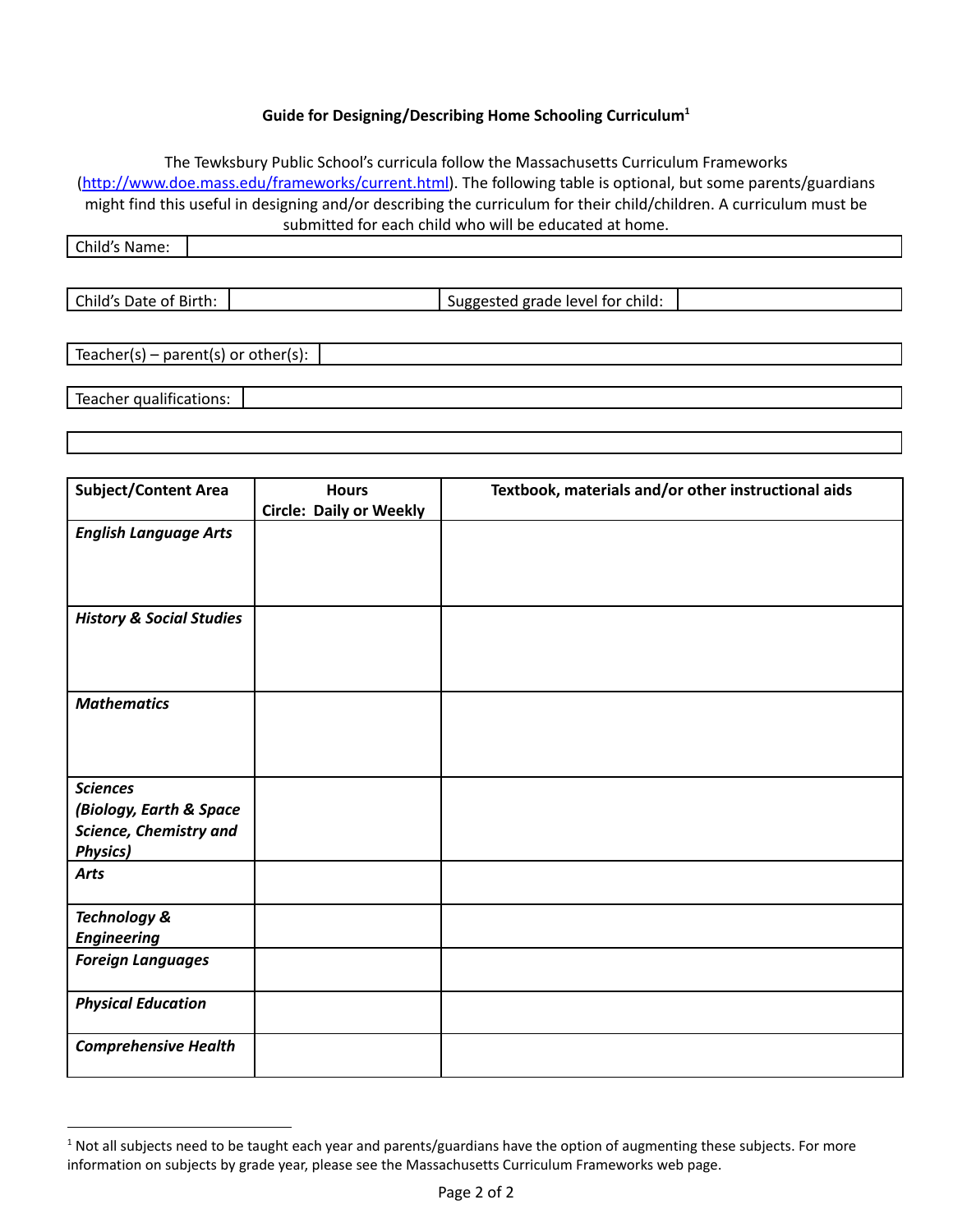### Guide for Designing/Describing Home Schooling Curriculum[1]

The Tewksbury Public School's curricula follow the Massachusetts Curriculum Frameworks (http://www.doe.mass.edu/frameworks/current.html). The following table is optional, but some parents/guardians might find this useful in designing and/or describing the curriculum for their child/children. A curriculum must be submitted for each child who will be educated at home.

| | |
|---|---|
| Child's Name: | |

| | | | |
|---|---|---|---|
| Child's Date of Birth: | | Suggested grade level for child: | |

| | |
|---|---|
| Teacher(s) – parent(s) or other(s): | |

| | |
|---|---|
| Teacher qualifications: | |

| |
|---|
| |

| **Subject/Content Area** | **Hours**<br>**Circle: Daily or Weekly** | **Textbook, materials and/or other instructional aids** |
|---|---|---|
| ***English Language Arts*** | | |
| ***History & Social Studies*** | | |
| ***Mathematics*** | | |
| ***Sciences (Biology, Earth & Space Science, Chemistry and Physics)*** | | |
| ***Arts*** | | |
| ***Technology & Engineering*** | | |
| ***Foreign Languages*** | | |
| ***Physical Education*** | | |
| ***Comprehensive Health*** | | |

[1] Not all subjects need to be taught each year and parents/guardians have the option of augmenting these subjects. For more information on subjects by grade year, please see the Massachusetts Curriculum Frameworks web page.